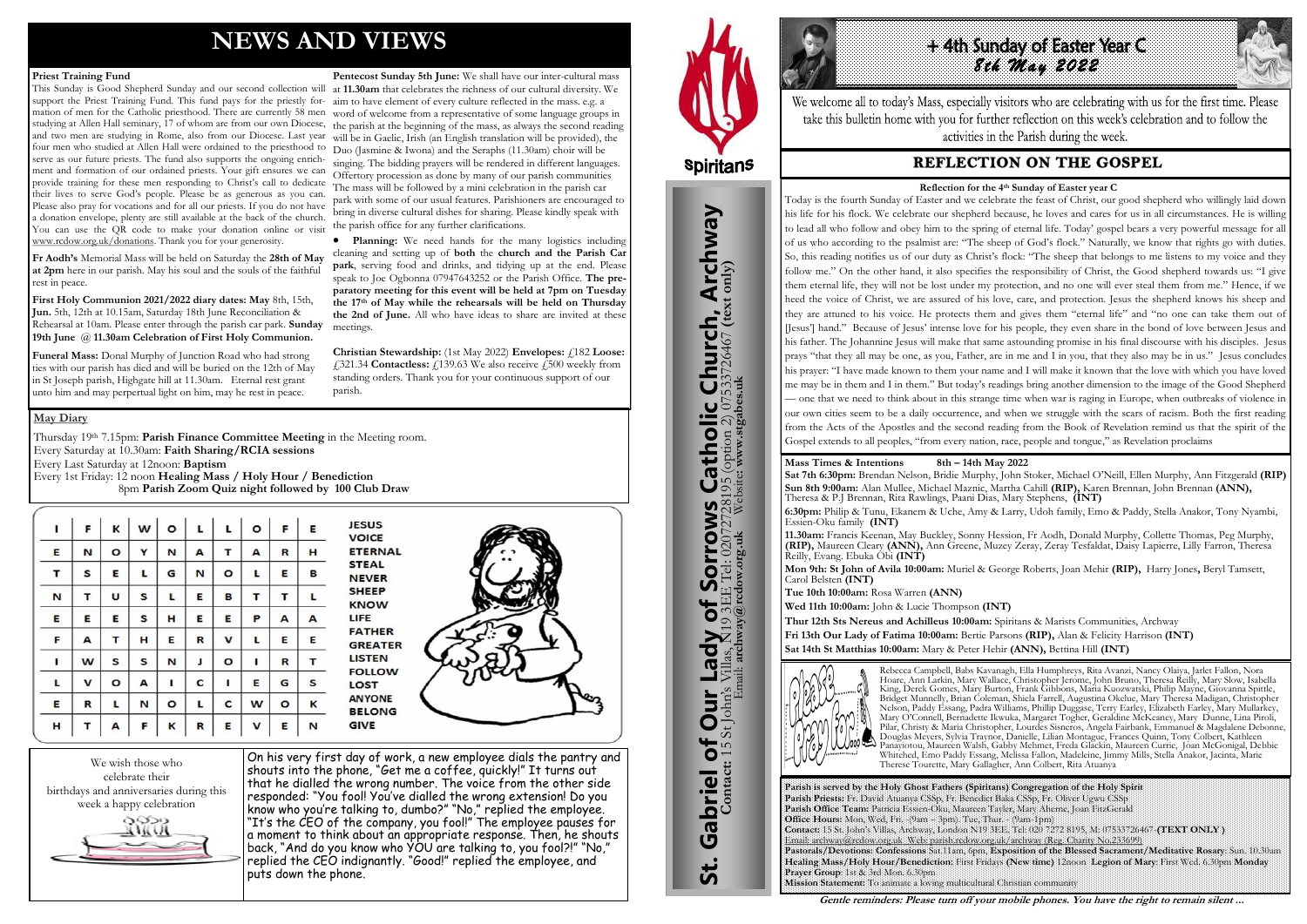# NEWS AND VIEWS

**Priest Training Fund**

This Sunday is Good Shepherd Sunday and our second collection will support the Priest Training Fund. This fund pays for the priestly formation of men for the Catholic priesthood. There are currently 58 men studying at Allen Hall seminary, 17 of whom are from our own Diocese, and two men are studying in Rome, also from our Diocese. Last year four men who studied at Allen Hall were ordained to the priesthood to serve as our future priests. The fund also supports the ongoing enrichment and formation of our ordained priests. Your gift ensures we can provide training for these men responding to Christ's call to dedicate their lives to serve God's people. Please be as generous as you can. Please also pray for vocations and for all our priests. If you do not have a donation envelope, plenty are still available at the back of the church. You can use the QR code to make your donation online or visit www.rcdow.org.uk/donations. Thank you for your generosity.

**Fr Aodh's** Memorial Mass will be held on Saturday the **28th of May at 2pm** here in our parish. May his soul and the souls of the faithful rest in peace.

**First Holy Communion 2021/2022 diary dates: May** 8th, 15th, **Jun.** 5th, 12th at 10.15am, Saturday 18th June Reconciliation & Rehearsal at 10am. Please enter through the parish car park. **Sunday 19th June @ 11.30am Celebration of First Holy Communion.**

**Funeral Mass:** Donal Murphy of Junction Road who had strong ties with our parish has died and will be buried on the 12th of May in St Joseph parish, Highgate hill at 11.30am. Eternal rest grant unto him and may perpetual light on him, may he rest in peace.

**Pentecost Sunday 5th June:** We shall have our inter-cultural mass at **11.30am** that celebrates the richness of our cultural diversity. We aim to have element of every culture reflected in the mass. e.g. a word of welcome from a representative of some language groups in the parish at the beginning of the mass, as always the second reading will be in Gaelic, Irish (an English translation will be provided), the Duo (Jasmine & Iwona) and the Seraphs (11.30am) choir will be singing. The bidding prayers will be rendered in different languages. Offertory procession as done by many of our parish communities The mass will be followed by a mini celebration in the parish car park with some of our usual features. Parishioners are encouraged to bring in diverse cultural dishes for sharing. Please kindly speak with the parish office for any further clarifications.

- **Planning:** We need hands for the many logistics including cleaning and setting up of **both** the **church and the Parish Car park**, serving food and drinks, and tidying up at the end. Please speak to Joe Ogbonna 07947643252 or the Parish Office. **The preparatory meeting for this event will be held at 7pm on Tuesday the 17th of May while the rehearsals will be held on Thursday the 2nd of June.** All who have ideas to share are invited at these meetings.

**Christian Stewardship:** (1st May 2022) **Envelopes:** £182 **Loose:** £321.34 **Contactless:** £139.63 We also receive £500 weekly from standing orders. Thank you for your continuous support of our parish.

**May Diary**

Thursday 19th 7.15pm: **Parish Finance Committee Meeting** in the Meeting room.
Every Saturday at 10.30am: **Faith Sharing/RCIA sessions**
Every Last Saturday at 12noon: **Baptism**
Every 1st Friday: 12 noon **Healing Mass / Holy Hour / Benediction**
8pm **Parish Zoom Quiz night followed by 100 Club Draw**

| I | F | K | W | O | L | L | O | F | E |
|---|---|---|---|---|---|---|---|---|---|
| E | N | O | Y | N | A | T | A | R | H |
| T | S | E | L | G | N | O | L | E | B |
| N | T | U | S | L | E | B | T | T | L |
| E | E | E | S | H | E | E | P | A | A |
| F | A | T | H | E | R | V | L | E | E |
| I | W | S | S | N | J | O | I | R | T |
| L | V | O | A | I | C | I | E | G | S |
| E | R | L | N | O | L | C | W | O | K |
| H | T | A | F | K | R | E | V | E | N |

JESUS
VOICE
ETERNAL
STEAL
NEVER
SHEEP
KNOW
LIFE
FATHER
GREATER
LISTEN
FOLLOW
LOST
ANYONE
BELONG
GIVE

We wish those who celebrate their birthdays and anniversaries during this week a happy celebration

On his very first day of work, a new employee dials the pantry and shouts into the phone, "Get me a coffee, quickly!" It turns out that he dialled the wrong number. The voice from the other side responded: "You fool! You've dialled the wrong extension! Do you know who you're talking to, dumbo?" "No," replied the employee. "It's the CEO of the company, you fool!" The employee pauses for a moment to think about an appropriate response. Then, he shouts back, "And do you know who YOU are talking to, you fool?!" "No," replied the CEO indignantly. "Good!" replied the employee, and puts down the phone.

Spiritans

**St. Gabriel of Our Lady of Sorrows Catholic Church, Archway**
**Contact:** 15 St John's Villas, N19 3EE Tel: 02072728195 (option 2) 07533726467 **(text only)**
Email: **archway@rcdow.org.uk** Website: **www.stgabes.uk**

# + 4th Sunday of Easter Year C
*8th May 2022*

We welcome all to today's Mass, especially visitors who are celebrating with us for the first time. Please take this bulletin home with you for further reflection on this week's celebration and to follow the activities in the Parish during the week.

## REFLECTION ON THE GOSPEL

**Reflection for the 4th Sunday of Easter year C**

Today is the fourth Sunday of Easter and we celebrate the feast of Christ, our good shepherd who willingly laid down his life for his flock. We celebrate our shepherd because, he loves and cares for us in all circumstances. He is willing to lead all who follow and obey him to the spring of eternal life. Today' gospel bears a very powerful message for all of us who according to the psalmist are: "The sheep of God's flock." Naturally, we know that rights go with duties. So, this reading notifies us of our duty as Christ's flock: "The sheep that belongs to me listens to my voice and they follow me." On the other hand, it also specifies the responsibility of Christ, the Good shepherd towards us: "I give them eternal life, they will not be lost under my protection, and no one will ever steal them from me." Hence, if we heed the voice of Christ, we are assured of his love, care, and protection. Jesus the shepherd knows his sheep and they are attuned to his voice. He protects them and gives them "eternal life" and "no one can take them out of [Jesus'] hand." Because of Jesus' intense love for his people, they even share in the bond of love between Jesus and his father. The Johannine Jesus will make that same astounding promise in his final discourse with his disciples. Jesus prays "that they all may be one, as you, Father, are in me and I in you, that they also may be in us." Jesus concludes his prayer: "I have made known to them your name and I will make it known that the love with which you have loved me may be in them and I in them." But today's readings bring another dimension to the image of the Good Shepherd — one that we need to think about in this strange time when war is raging in Europe, when outbreaks of violence in our own cities seem to be a daily occurrence, and when we struggle with the scars of racism. Both the first reading from the Acts of the Apostles and the second reading from the Book of Revelation remind us that the spirit of the Gospel extends to all peoples, "from every nation, race, people and tongue," as Revelation proclaims

**Mass Times & Intentions 8th – 14th May 2022**

**Sat 7th 6:30pm:** Brendan Nelson, Bridie Murphy, John Stoker, Michael O'Neill, Ellen Murphy, Ann Fitzgerald **(RIP)**
**Sun 8th 9:00am:** Alan Mullee, Michael Maznic, Martha Cahill **(RIP),** Karen Brennan, John Brennan **(ANN),** Theresa & P.J Brennan, Rita Rawlings, Paani Dias, Mary Stephens, **(INT)**
**6:30pm:** Philip & Tunu, Ekanem & Uche, Amy & Larry, Udoh family, Emo & Paddy, Stella Anakor, Tony Nyambi, Essien-Oku family **(INT)**
**11.30am:** Francis Keenan, May Buckley, Sonny Hession, Fr Aodh, Donald Murphy, Collette Thomas, Peg Murphy, **(RIP),** Maureen Cleary **(ANN),** Ann Greene, Muzey Zeray, Zeray Tesfaldat, Daisy Lapierre, Lilly Farron, Theresa Reilly, Evang. Ebuka Obi **(INT)**
**Mon 9th: St John of Avila 10:00am:** Muriel & George Roberts, Joan Mehir **(RIP),** Harry Jones**,** Beryl Tamsett, Carol Belsten **(INT)**
**Tue 10th 10:00am:** Rosa Warren **(ANN)**
**Wed 11th 10:00am:** John & Lucie Thompson **(INT)**
**Thur 12th Sts Nereus and Achilleus 10:00am:** Spiritans & Marists Communities, Archway
**Fri 13th Our Lady of Fatima 10:00am:** Bertie Parsons **(RIP),** Alan & Felicity Harrison **(INT)**
**Sat 14th St Matthias 10:00am:** Mary & Peter Hehir **(ANN),** Bettina Hill **(INT)**

Please pray for...

Rebecca Campbell, Babs Kavanagh, Ella Humphreys, Rita Avanzi, Nancy Olaiya, Jarlet Fallon, Nora Hoare, Ann Larkin, Mary Wallace, Christopher Jerome, John Bruno, Theresa Reilly, Mary Slow, Isabella King, Derek Gomes, Mary Burton, Frank Gibbons, Maria Kuozwatski, Philip Mayne, Giovanna Spittle, Bridget Munnelly, Brian Coleman, Shiela Farrell, Augustina Okelue, Mary Theresa Madigan, Christopher Nelson, Paddy Essang, Padra Williams, Phillip Duggase, Terry Earley, Elizabeth Earley, Mary Mullarkey, Mary O'Connell, Bernadette Ikwuka, Margaret Togher, Geraldine McKeaney, Mary Dunne, Lina Piroli, Pilar, Christy & Maria Christopher, Lourdes Sisneros, Angela Fairbank, Emmanuel & Magdalene Debonne, Douglas Meyers, Sylvia Traynor, Danielle, Lilian Montague, Frances Quinn, Tony Colbert, Kathleen Panayiotou, Maureen Walsh, Gabby Mehmet, Freda Glackin, Maureen Currie, Joan McGonigal, Debbie Whitehed, Emo Paddy Essang, Melissa Fallon, Madeleine, Jimmy Mills, Stella Anakor, Jacinta, Marie Therese Tourette, Mary Gallagher, Ann Colbert, Rita Atuanya

**Parish is served by the Holy Ghost Fathers (Spiritans) Congregation of the Holy Spirit**
**Parish Priests:** Fr. David Atuanya CSSp, Fr. Benedict Baka CSSp, Fr. Oliver Ugwu CSSp
**Parish Office Team:** Patricia Essien-Oku, Maureen Tayler, Mary Aherne, Joan FitzGerald
**Office Hours:** Mon, Wed, Fri. - (9am – 3pm). Tue, Thur. - (9am-1pm)
**Contact:** 15 St. John's Villas, Archway, London N19 3EE. Tel: 020 7272 8195, M: 07533726467 **(TEXT ONLY )**
Email: archway@rcdow.org.uk. Web: parish.rcdow.org.uk/archway (Reg. Charity No 233699)
**Pastorals/Devotions: Confessions** Sat.11am, 6pm, **Exposition of the Blessed Sacrament/Meditative Rosary**: Sun. 10.30am
**Healing Mass/Holy Hour/Benediction:** First Fridays **(New time)** 12noon **Legion of Mary**: First Wed. 6.30pm **Monday Prayer Group**: 1st & 3rd Mon. 6.30pm
**Mission Statement:** To animate a loving multicultural Christian community

***Gentle reminders: Please turn off your mobile phones. You have the right to remain silent ...***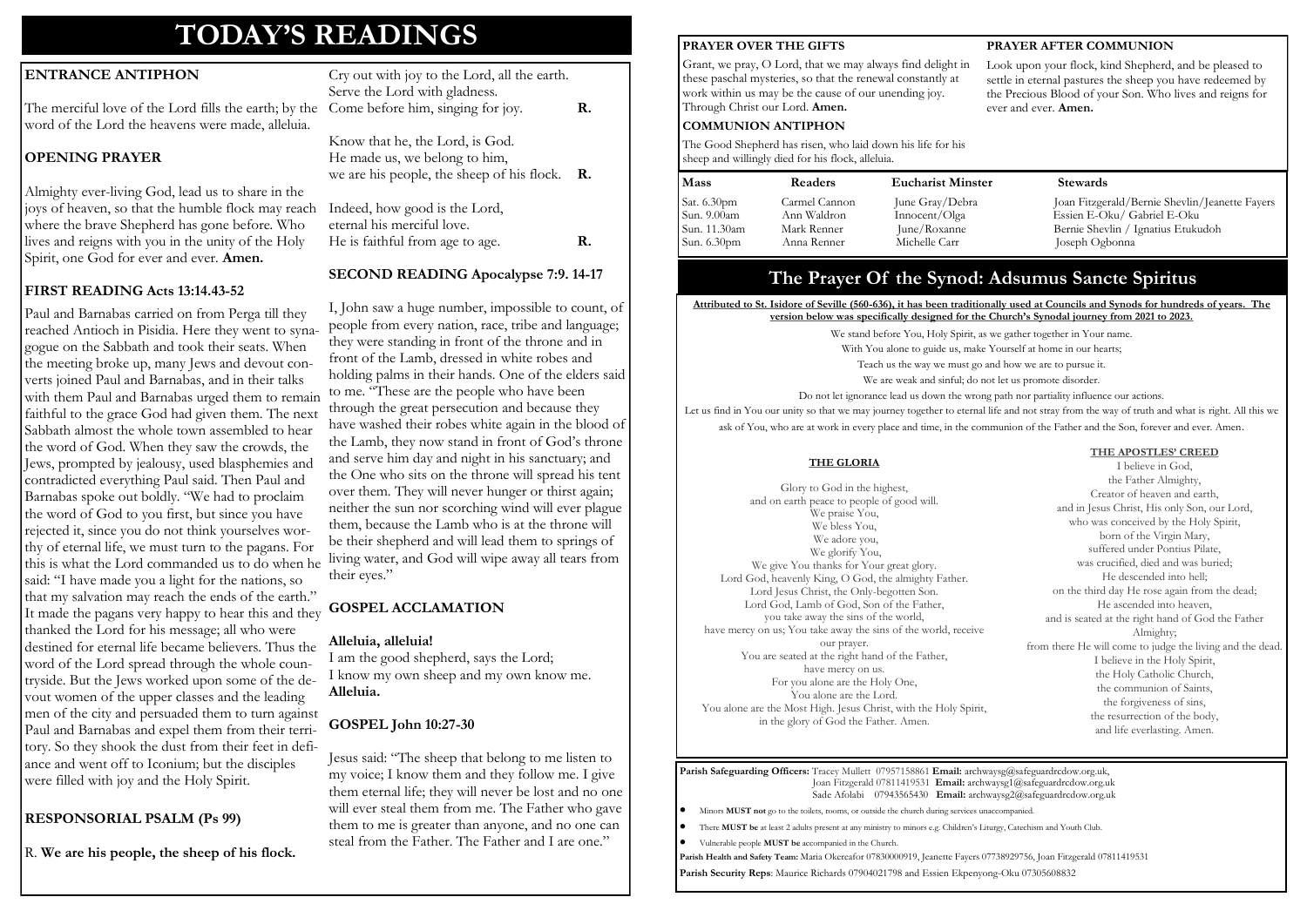# TODAY'S READINGS

## ENTRANCE ANTIPHON

The merciful love of the Lord fills the earth; by the word of the Lord the heavens were made, alleluia.

## OPENING PRAYER

Almighty ever-living God, lead us to share in the joys of heaven, so that the humble flock may reach where the brave Shepherd has gone before. Who lives and reigns with you in the unity of the Holy Spirit, one God for ever and ever. **Amen.**

## FIRST READING Acts 13:14.43-52

Paul and Barnabas carried on from Perga till they reached Antioch in Pisidia. Here they went to synagogue on the Sabbath and took their seats. When the meeting broke up, many Jews and devout converts joined Paul and Barnabas, and in their talks with them Paul and Barnabas urged them to remain faithful to the grace God had given them. The next Sabbath almost the whole town assembled to hear the word of God. When they saw the crowds, the Jews, prompted by jealousy, used blasphemies and contradicted everything Paul said. Then Paul and Barnabas spoke out boldly. "We had to proclaim the word of God to you first, but since you have rejected it, since you do not think yourselves worthy of eternal life, we must turn to the pagans. For this is what the Lord commanded us to do when he said: "I have made you a light for the nations, so that my salvation may reach the ends of the earth." It made the pagans very happy to hear this and they thanked the Lord for his message; all who were destined for eternal life became believers. Thus the word of the Lord spread through the whole countryside. But the Jews worked upon some of the devout women of the upper classes and the leading men of the city and persuaded them to turn against Paul and Barnabas and expel them from their territory. So they shook the dust from their feet in defiance and went off to Iconium; but the disciples were filled with joy and the Holy Spirit.

## RESPONSORIAL PSALM (Ps 99)

R. **We are his people, the sheep of his flock.**

Cry out with joy to the Lord, all the earth.
Serve the Lord with gladness.
Come before him, singing for joy. **R.**

Know that he, the Lord, is God.
He made us, we belong to him,
we are his people, the sheep of his flock. **R.**

Indeed, how good is the Lord,
eternal his merciful love.
He is faithful from age to age. **R.**

## SECOND READING Apocalypse 7:9. 14-17

I, John saw a huge number, impossible to count, of people from every nation, race, tribe and language; they were standing in front of the throne and in front of the Lamb, dressed in white robes and holding palms in their hands. One of the elders said to me. "These are the people who have been through the great persecution and because they have washed their robes white again in the blood of the Lamb, they now stand in front of God's throne and serve him day and night in his sanctuary; and the One who sits on the throne will spread his tent over them. They will never hunger or thirst again; neither the sun nor scorching wind will ever plague them, because the Lamb who is at the throne will be their shepherd and will lead them to springs of living water, and God will wipe away all tears from their eyes."

## GOSPEL ACCLAMATION

**Alleluia, alleluia!**
I am the good shepherd, says the Lord;
I know my own sheep and my own know me.
**Alleluia.**

## GOSPEL John 10:27-30

Jesus said: "The sheep that belong to me listen to my voice; I know them and they follow me. I give them eternal life; they will never be lost and no one will ever steal them from me. The Father who gave them to me is greater than anyone, and no one can steal from the Father. The Father and I are one."

## PRAYER OVER THE GIFTS

Grant, we pray, O Lord, that we may always find delight in these paschal mysteries, so that the renewal constantly at work within us may be the cause of our unending joy. Through Christ our Lord. **Amen.**

## COMMUNION ANTIPHON

The Good Shepherd has risen, who laid down his life for his sheep and willingly died for his flock, alleluia.

## PRAYER AFTER COMMUNION

Look upon your flock, kind Shepherd, and be pleased to settle in eternal pastures the sheep you have redeemed by the Precious Blood of your Son. Who lives and reigns for ever and ever. **Amen.**

| Mass | Readers | Eucharist Minster | Stewards |
|---|---|---|---|
| Sat. 6.30pm | Carmel Cannon | June Gray/Debra | Joan Fitzgerald/Bernie Shevlin/Jeanette Fayers |
| Sun. 9.00am | Ann Waldron | Innocent/Olga | Essien E-Oku/ Gabriel E-Oku |
| Sun. 11.30am | Mark Renner | June/Roxanne | Bernie Shevlin / Ignatius Etukudoh |
| Sun. 6.30pm | Anna Renner | Michelle Carr | Joseph Ogbonna |

# The Prayer Of the Synod: Adsumus Sancte Spiritus

**Attributed to St. Isidore of Seville (560-636), it has been traditionally used at Councils and Synods for hundreds of years. The version below was specifically designed for the Church's Synodal journey from 2021 to 2023.**

We stand before You, Holy Spirit, as we gather together in Your name.
With You alone to guide us, make Yourself at home in our hearts;
Teach us the way we must go and how we are to pursue it.
We are weak and sinful; do not let us promote disorder.
Do not let ignorance lead us down the wrong path nor partiality influence our actions.
Let us find in You our unity so that we may journey together to eternal life and not stray from the way of truth and what is right. All this we ask of You, who are at work in every place and time, in the communion of the Father and the Son, forever and ever. Amen.

### THE GLORIA

Glory to God in the highest,
and on earth peace to people of good will.
We praise You,
We bless You,
We adore you,
We glorify You,
We give You thanks for Your great glory.
Lord God, heavenly King, O God, the almighty Father.
Lord Jesus Christ, the Only-begotten Son.
Lord God, Lamb of God, Son of the Father,
you take away the sins of the world,
have mercy on us; You take away the sins of the world, receive our prayer.
You are seated at the right hand of the Father,
have mercy on us.
For you alone are the Holy One,
You alone are the Lord.
You alone are the Most High. Jesus Christ, with the Holy Spirit,
in the glory of God the Father. Amen.

### THE APOSTLES' CREED

I believe in God,
the Father Almighty,
Creator of heaven and earth,
and in Jesus Christ, His only Son, our Lord,
who was conceived by the Holy Spirit,
born of the Virgin Mary,
suffered under Pontius Pilate,
was crucified, died and was buried;
He descended into hell;
on the third day He rose again from the dead;
He ascended into heaven,
and is seated at the right hand of God the Father Almighty;
from there He will come to judge the living and the dead.
I believe in the Holy Spirit,
the Holy Catholic Church,
the communion of Saints,
the forgiveness of sins,
the resurrection of the body,
and life everlasting. Amen.

**Parish Safeguarding Officers:** Tracey Mullett 07957158861 **Email:** archwaysg@safeguardrcdow.org.uk,
Joan Fitzgerald 07811419531 **Email:** archwaysg1@safeguardrcdow.org.uk
Sade Afolabi 07943565430 **Email:** archwaysg2@safeguardrcdow.org.uk

- Minors **MUST not** go to the toilets, rooms, or outside the church during services unaccompanied.
- There **MUST be** at least 2 adults present at any ministry to minors e.g. Children's Liturgy, Catechism and Youth Club.
- Vulnerable people **MUST be** accompanied in the Church.

**Parish Health and Safety Team:** Maria Okereafor 07830000919, Jeanette Fayers 07738929756, Joan Fitzgerald 07811419531

**Parish Security Reps**: Maurice Richards 07904021798 and Essien Ekpenyong-Oku 07305608832